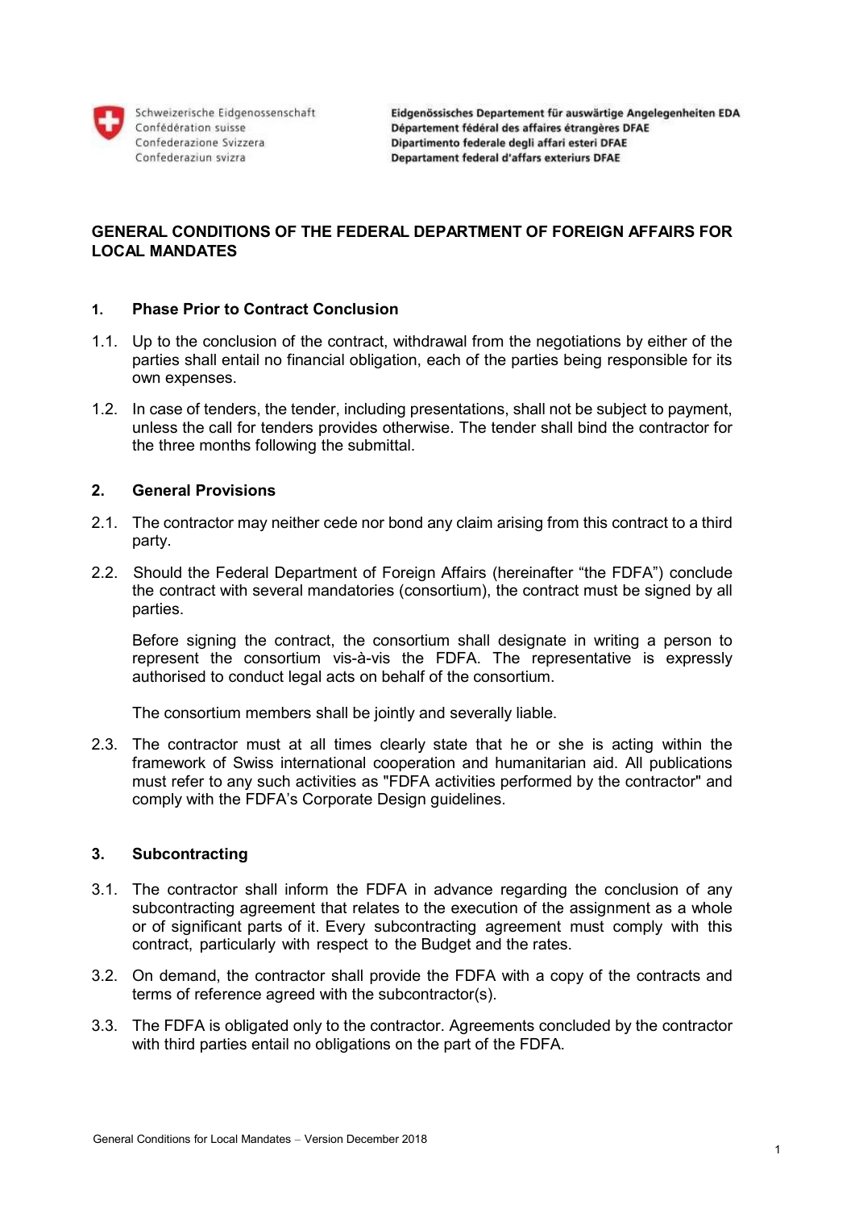Schweizerische Eidgenossenschaft
Confédération suisse
Confederazione Svizzera
Confederaziun svizra

Eidgenössisches Departement für auswärtige Angelegenheiten EDA
Département fédéral des affaires étrangères DFAE
Dipartimento federale degli affari esteri DFAE
Departament federal d'affars exteriurs DFAE

# GENERAL CONDITIONS OF THE FEDERAL DEPARTMENT OF FOREIGN AFFAIRS FOR LOCAL MANDATES

## 1. Phase Prior to Contract Conclusion

1.1. Up to the conclusion of the contract, withdrawal from the negotiations by either of the parties shall entail no financial obligation, each of the parties being responsible for its own expenses.

1.2. In case of tenders, the tender, including presentations, shall not be subject to payment, unless the call for tenders provides otherwise. The tender shall bind the contractor for the three months following the submittal.

## 2. General Provisions

2.1. The contractor may neither cede nor bond any claim arising from this contract to a third party.

2.2. Should the Federal Department of Foreign Affairs (hereinafter "the FDFA") conclude the contract with several mandatories (consortium), the contract must be signed by all parties.

Before signing the contract, the consortium shall designate in writing a person to represent the consortium vis-à-vis the FDFA. The representative is expressly authorised to conduct legal acts on behalf of the consortium.

The consortium members shall be jointly and severally liable.

2.3. The contractor must at all times clearly state that he or she is acting within the framework of Swiss international cooperation and humanitarian aid. All publications must refer to any such activities as "FDFA activities performed by the contractor" and comply with the FDFA's Corporate Design guidelines.

## 3. Subcontracting

3.1. The contractor shall inform the FDFA in advance regarding the conclusion of any subcontracting agreement that relates to the execution of the assignment as a whole or of significant parts of it. Every subcontracting agreement must comply with this contract, particularly with respect to the Budget and the rates.

3.2. On demand, the contractor shall provide the FDFA with a copy of the contracts and terms of reference agreed with the subcontractor(s).

3.3. The FDFA is obligated only to the contractor. Agreements concluded by the contractor with third parties entail no obligations on the part of the FDFA.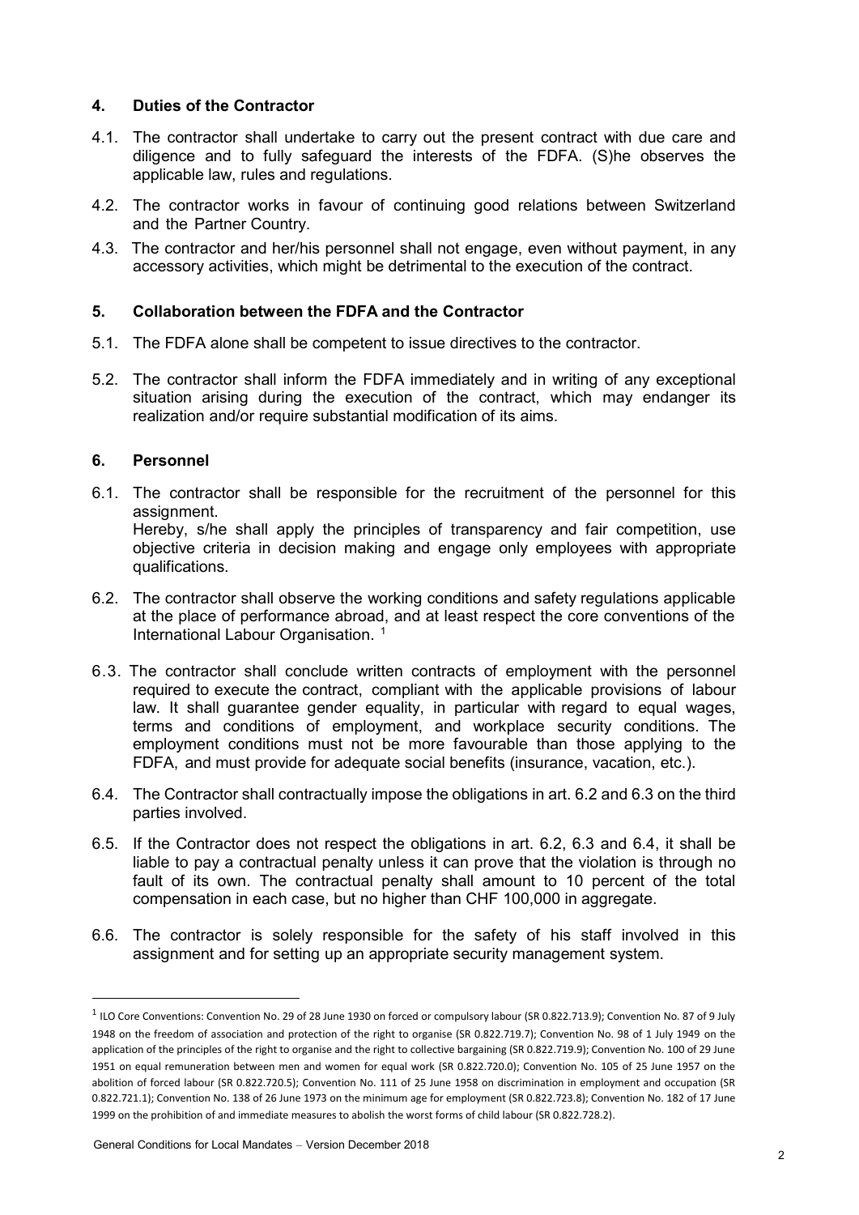## 4. Duties of the Contractor

4.1. The contractor shall undertake to carry out the present contract with due care and diligence and to fully safeguard the interests of the FDFA. (S)he observes the applicable law, rules and regulations.

4.2. The contractor works in favour of continuing good relations between Switzerland and the Partner Country.

4.3. The contractor and her/his personnel shall not engage, even without payment, in any accessory activities, which might be detrimental to the execution of the contract.

## 5. Collaboration between the FDFA and the Contractor

5.1. The FDFA alone shall be competent to issue directives to the contractor.

5.2. The contractor shall inform the FDFA immediately and in writing of any exceptional situation arising during the execution of the contract, which may endanger its realization and/or require substantial modification of its aims.

## 6. Personnel

6.1. The contractor shall be responsible for the recruitment of the personnel for this assignment.
Hereby, s/he shall apply the principles of transparency and fair competition, use objective criteria in decision making and engage only employees with appropriate qualifications.

6.2. The contractor shall observe the working conditions and safety regulations applicable at the place of performance abroad, and at least respect the core conventions of the International Labour Organisation. [1]

6.3. The contractor shall conclude written contracts of employment with the personnel required to execute the contract, compliant with the applicable provisions of labour law. It shall guarantee gender equality, in particular with regard to equal wages, terms and conditions of employment, and workplace security conditions. The employment conditions must not be more favourable than those applying to the FDFA, and must provide for adequate social benefits (insurance, vacation, etc.).

6.4. The Contractor shall contractually impose the obligations in art. 6.2 and 6.3 on the third parties involved.

6.5. If the Contractor does not respect the obligations in art. 6.2, 6.3 and 6.4, it shall be liable to pay a contractual penalty unless it can prove that the violation is through no fault of its own. The contractual penalty shall amount to 10 percent of the total compensation in each case, but no higher than CHF 100,000 in aggregate.

6.6. The contractor is solely responsible for the safety of his staff involved in this assignment and for setting up an appropriate security management system.

---

[1] ILO Core Conventions: Convention No. 29 of 28 June 1930 on forced or compulsory labour (SR 0.822.713.9); Convention No. 87 of 9 July 1948 on the freedom of association and protection of the right to organise (SR 0.822.719.7); Convention No. 98 of 1 July 1949 on the application of the principles of the right to organise and the right to collective bargaining (SR 0.822.719.9); Convention No. 100 of 29 June 1951 on equal remuneration between men and women for equal work (SR 0.822.720.0); Convention No. 105 of 25 June 1957 on the abolition of forced labour (SR 0.822.720.5); Convention No. 111 of 25 June 1958 on discrimination in employment and occupation (SR 0.822.721.1); Convention No. 138 of 26 June 1973 on the minimum age for employment (SR 0.822.723.8); Convention No. 182 of 17 June 1999 on the prohibition of and immediate measures to abolish the worst forms of child labour (SR 0.822.728.2).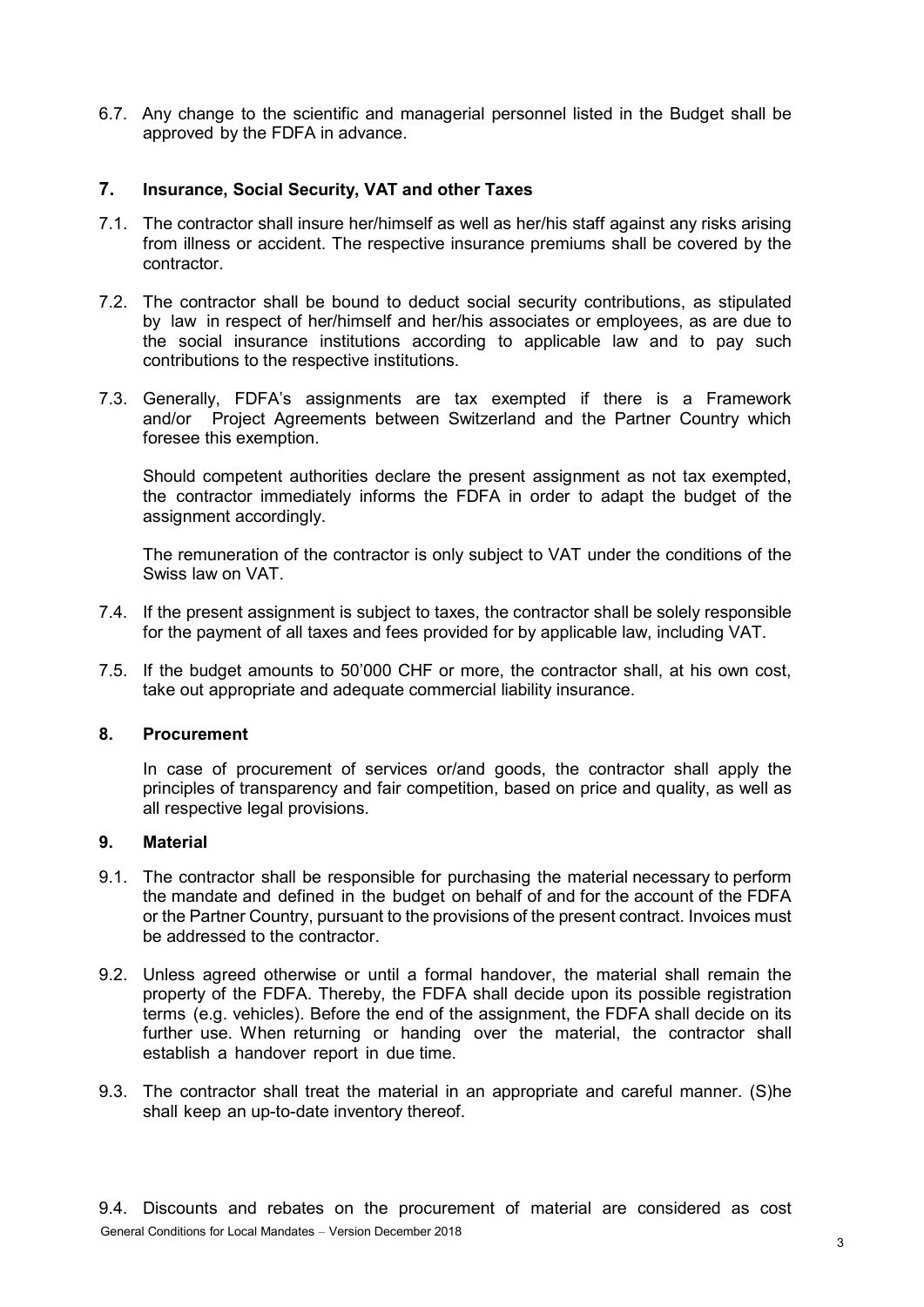6.7. Any change to the scientific and managerial personnel listed in the Budget shall be approved by the FDFA in advance.

## 7. Insurance, Social Security, VAT and other Taxes

7.1. The contractor shall insure her/himself as well as her/his staff against any risks arising from illness or accident. The respective insurance premiums shall be covered by the contractor.

7.2. The contractor shall be bound to deduct social security contributions, as stipulated by law in respect of her/himself and her/his associates or employees, as are due to the social insurance institutions according to applicable law and to pay such contributions to the respective institutions.

7.3. Generally, FDFA's assignments are tax exempted if there is a Framework and/or Project Agreements between Switzerland and the Partner Country which foresee this exemption.

Should competent authorities declare the present assignment as not tax exempted, the contractor immediately informs the FDFA in order to adapt the budget of the assignment accordingly.

The remuneration of the contractor is only subject to VAT under the conditions of the Swiss law on VAT.

7.4. If the present assignment is subject to taxes, the contractor shall be solely responsible for the payment of all taxes and fees provided for by applicable law, including VAT.

7.5. If the budget amounts to 50'000 CHF or more, the contractor shall, at his own cost, take out appropriate and adequate commercial liability insurance.

## 8. Procurement

In case of procurement of services or/and goods, the contractor shall apply the principles of transparency and fair competition, based on price and quality, as well as all respective legal provisions.

## 9. Material

9.1. The contractor shall be responsible for purchasing the material necessary to perform the mandate and defined in the budget on behalf of and for the account of the FDFA or the Partner Country, pursuant to the provisions of the present contract. Invoices must be addressed to the contractor.

9.2. Unless agreed otherwise or until a formal handover, the material shall remain the property of the FDFA. Thereby, the FDFA shall decide upon its possible registration terms (e.g. vehicles). Before the end of the assignment, the FDFA shall decide on its further use. When returning or handing over the material, the contractor shall establish a handover report in due time.

9.3. The contractor shall treat the material in an appropriate and careful manner. (S)he shall keep an up-to-date inventory thereof.

9.4. Discounts and rebates on the procurement of material are considered as cost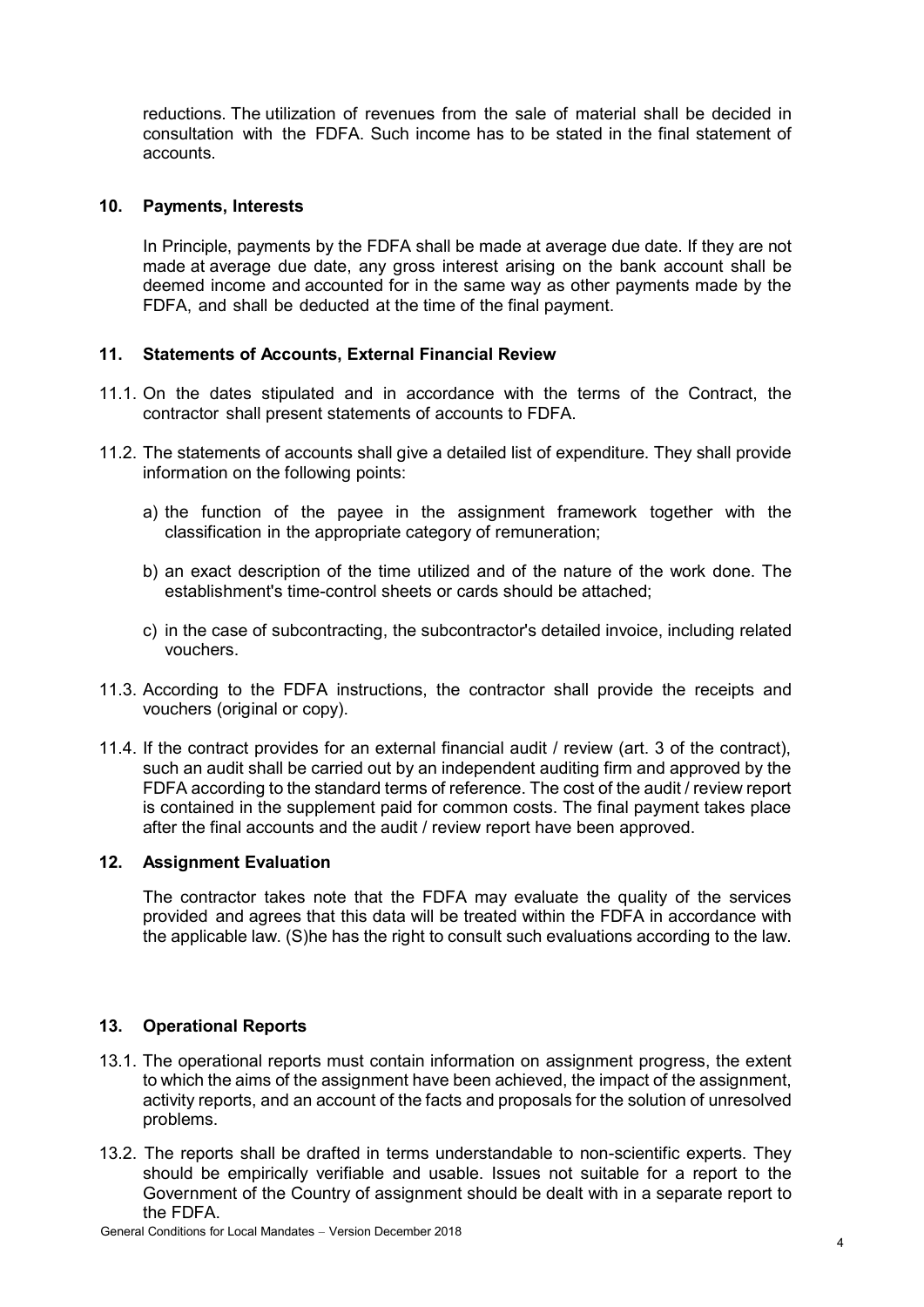reductions. The utilization of revenues from the sale of material shall be decided in consultation with the FDFA. Such income has to be stated in the final statement of accounts.

## 10. Payments, Interests

In Principle, payments by the FDFA shall be made at average due date. If they are not made at average due date, any gross interest arising on the bank account shall be deemed income and accounted for in the same way as other payments made by the FDFA, and shall be deducted at the time of the final payment.

## 11. Statements of Accounts, External Financial Review

11.1. On the dates stipulated and in accordance with the terms of the Contract, the contractor shall present statements of accounts to FDFA.

11.2. The statements of accounts shall give a detailed list of expenditure. They shall provide information on the following points:

a) the function of the payee in the assignment framework together with the classification in the appropriate category of remuneration;

b) an exact description of the time utilized and of the nature of the work done. The establishment's time-control sheets or cards should be attached;

c) in the case of subcontracting, the subcontractor's detailed invoice, including related vouchers.

11.3. According to the FDFA instructions, the contractor shall provide the receipts and vouchers (original or copy).

11.4. If the contract provides for an external financial audit / review (art. 3 of the contract), such an audit shall be carried out by an independent auditing firm and approved by the FDFA according to the standard terms of reference. The cost of the audit / review report is contained in the supplement paid for common costs. The final payment takes place after the final accounts and the audit / review report have been approved.

## 12. Assignment Evaluation

The contractor takes note that the FDFA may evaluate the quality of the services provided and agrees that this data will be treated within the FDFA in accordance with the applicable law. (S)he has the right to consult such evaluations according to the law.

## 13. Operational Reports

13.1. The operational reports must contain information on assignment progress, the extent to which the aims of the assignment have been achieved, the impact of the assignment, activity reports, and an account of the facts and proposals for the solution of unresolved problems.

13.2. The reports shall be drafted in terms understandable to non-scientific experts. They should be empirically verifiable and usable. Issues not suitable for a report to the Government of the Country of assignment should be dealt with in a separate report to the FDFA.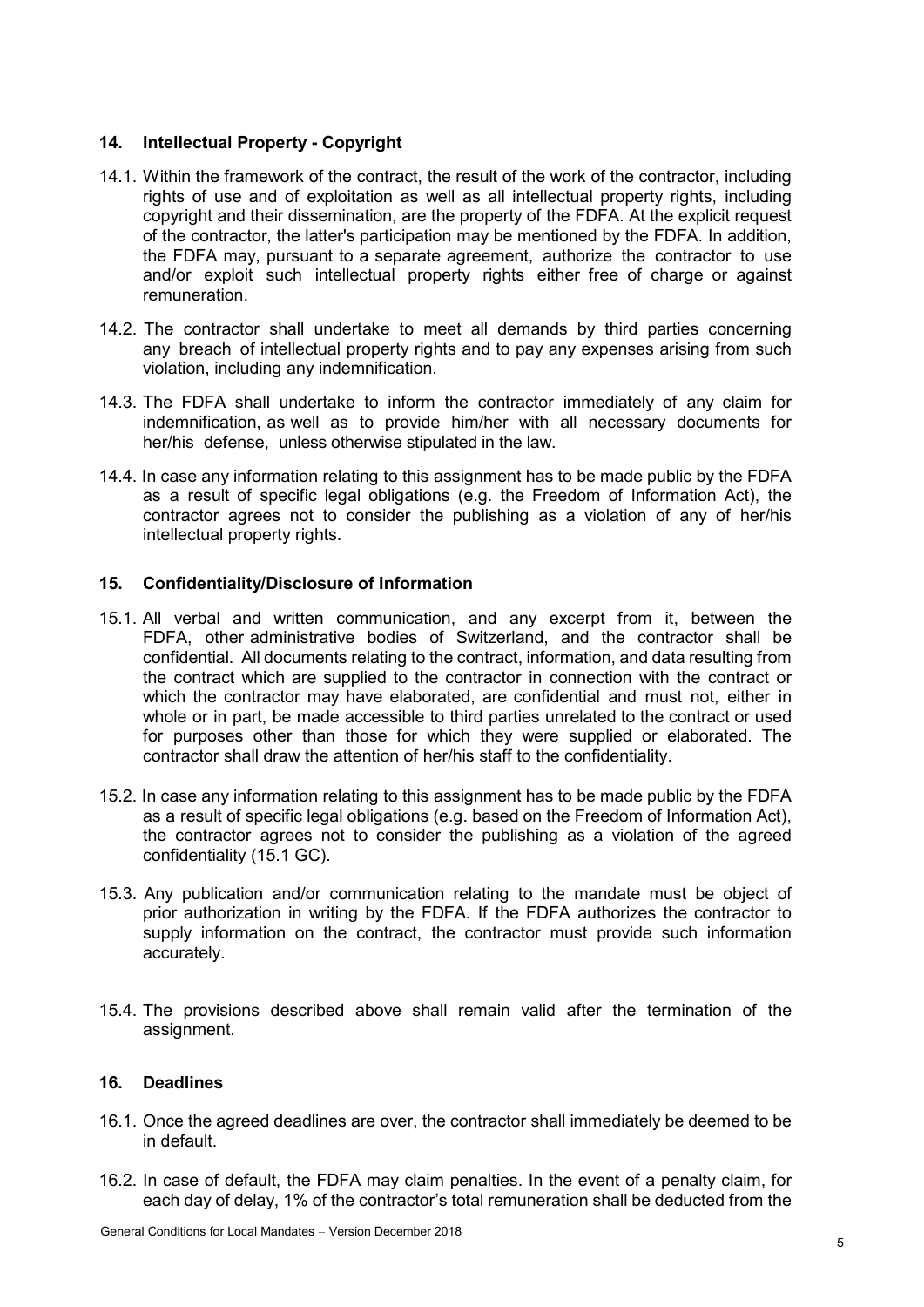## 14. Intellectual Property - Copyright

14.1. Within the framework of the contract, the result of the work of the contractor, including rights of use and of exploitation as well as all intellectual property rights, including copyright and their dissemination, are the property of the FDFA. At the explicit request of the contractor, the latter's participation may be mentioned by the FDFA. In addition, the FDFA may, pursuant to a separate agreement, authorize the contractor to use and/or exploit such intellectual property rights either free of charge or against remuneration.

14.2. The contractor shall undertake to meet all demands by third parties concerning any breach of intellectual property rights and to pay any expenses arising from such violation, including any indemnification.

14.3. The FDFA shall undertake to inform the contractor immediately of any claim for indemnification, as well as to provide him/her with all necessary documents for her/his defense, unless otherwise stipulated in the law.

14.4. In case any information relating to this assignment has to be made public by the FDFA as a result of specific legal obligations (e.g. the Freedom of Information Act), the contractor agrees not to consider the publishing as a violation of any of her/his intellectual property rights.

## 15. Confidentiality/Disclosure of Information

15.1. All verbal and written communication, and any excerpt from it, between the FDFA, other administrative bodies of Switzerland, and the contractor shall be confidential. All documents relating to the contract, information, and data resulting from the contract which are supplied to the contractor in connection with the contract or which the contractor may have elaborated, are confidential and must not, either in whole or in part, be made accessible to third parties unrelated to the contract or used for purposes other than those for which they were supplied or elaborated. The contractor shall draw the attention of her/his staff to the confidentiality.

15.2. In case any information relating to this assignment has to be made public by the FDFA as a result of specific legal obligations (e.g. based on the Freedom of Information Act), the contractor agrees not to consider the publishing as a violation of the agreed confidentiality (15.1 GC).

15.3. Any publication and/or communication relating to the mandate must be object of prior authorization in writing by the FDFA. If the FDFA authorizes the contractor to supply information on the contract, the contractor must provide such information accurately.

15.4. The provisions described above shall remain valid after the termination of the assignment.

## 16. Deadlines

16.1. Once the agreed deadlines are over, the contractor shall immediately be deemed to be in default.

16.2. In case of default, the FDFA may claim penalties. In the event of a penalty claim, for each day of delay, 1% of the contractor's total remuneration shall be deducted from the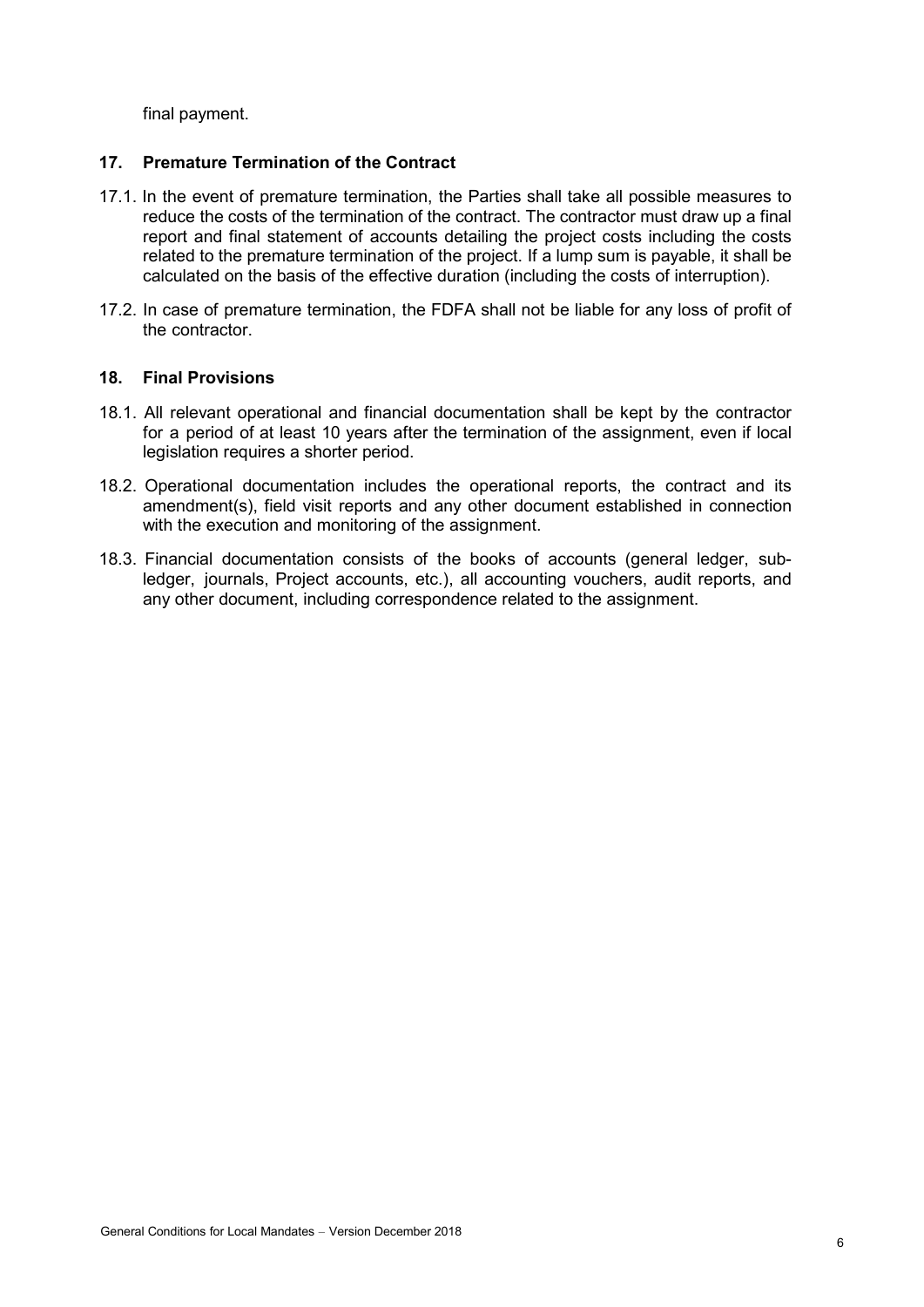final payment.

## 17. Premature Termination of the Contract

17.1. In the event of premature termination, the Parties shall take all possible measures to reduce the costs of the termination of the contract. The contractor must draw up a final report and final statement of accounts detailing the project costs including the costs related to the premature termination of the project. If a lump sum is payable, it shall be calculated on the basis of the effective duration (including the costs of interruption).

17.2. In case of premature termination, the FDFA shall not be liable for any loss of profit of the contractor.

## 18. Final Provisions

18.1. All relevant operational and financial documentation shall be kept by the contractor for a period of at least 10 years after the termination of the assignment, even if local legislation requires a shorter period.

18.2. Operational documentation includes the operational reports, the contract and its amendment(s), field visit reports and any other document established in connection with the execution and monitoring of the assignment.

18.3. Financial documentation consists of the books of accounts (general ledger, sub-ledger, journals, Project accounts, etc.), all accounting vouchers, audit reports, and any other document, including correspondence related to the assignment.